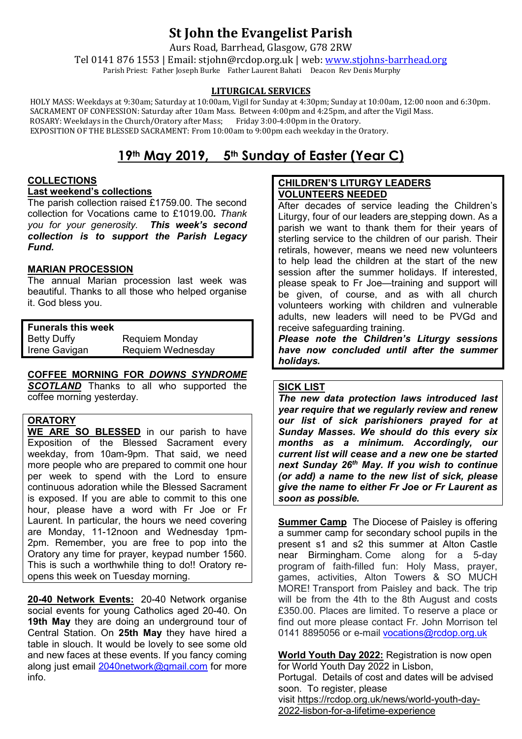# St John the Evangelist Parish

Aurs Road, Barrhead, Glasgow, G78 2RW

Tel 0141 876 1553 | Email: stjohn@rcdop.org.uk | web: www.stjohns-barrhead.org

Parish Priest: Father Joseph Burke Father Laurent Bahati Deacon Rev Denis Murphy

## LITURGICAL SERVICES

HOLY MASS: Weekdays at 9:30am; Saturday at 10:00am, Vigil for Sunday at 4:30pm; Sunday at 10:00am, 12:00 noon and 6:30pm.
SACRAMENT OF CONFESSION: Saturday after 10am Mass. Between 4:00pm and 4:25pm, and after the Vigil Mass.
ROSARY: Weekdays in the Church/Oratory after Mass; Friday 3:00-4:00pm in the Oratory.
EXPOSITION OF THE BLESSED SACRAMENT: From 10:00am to 9:00pm each weekday in the Oratory.

## 19th May 2019, 5th Sunday of Easter (Year C)

### COLLECTIONS

**Last weekend's collections**

The parish collection raised £1759.00. The second collection for Vocations came to £1019.00. *Thank you for your generosity.* ***This week's second collection is to support the Parish Legacy Fund.***

### MARIAN PROCESSION

The annual Marian procession last week was beautiful. Thanks to all those who helped organise it. God bless you.

| **Funerals this week** | |
|---|---|
| Betty Duffy | Requiem Monday |
| Irene Gavigan | Requiem Wednesday |

**COFFEE MORNING FOR *DOWNS SYNDROME SCOTLAND*** Thanks to all who supported the coffee morning yesterday.

### ORATORY

**WE ARE SO BLESSED** in our parish to have Exposition of the Blessed Sacrament every weekday, from 10am-9pm. That said, we need more people who are prepared to commit one hour per week to spend with the Lord to ensure continuous adoration while the Blessed Sacrament is exposed. If you are able to commit to this one hour, please have a word with Fr Joe or Fr Laurent. In particular, the hours we need covering are Monday, 11-12noon and Wednesday 1pm-2pm. Remember, you are free to pop into the Oratory any time for prayer, keypad number 1560. This is such a worthwhile thing to do!! Oratory re-opens this week on Tuesday morning.

**20-40 Network Events:** 20-40 Network organise social events for young Catholics aged 20-40. On **19th May** they are doing an underground tour of Central Station. On **25th May** they have hired a table in slouch. It would be lovely to see some old and new faces at these events. If you fancy coming along just email 2040network@gmail.com for more info.

### CHILDREN'S LITURGY LEADERS VOLUNTEERS NEEDED

After decades of service leading the Children's Liturgy, four of our leaders are stepping down. As a parish we want to thank them for their years of sterling service to the children of our parish. Their retirals, however, means we need new volunteers to help lead the children at the start of the new session after the summer holidays. If interested, please speak to Fr Joe—training and support will be given, of course, and as with all church volunteers working with children and vulnerable adults, new leaders will need to be PVGd and receive safeguarding training.

***Please note the Children's Liturgy sessions have now concluded until after the summer holidays.***

### SICK LIST

***The new data protection laws introduced last year require that we regularly review and renew our list of sick parishioners prayed for at Sunday Masses. We should do this every six months as a minimum. Accordingly, our current list will cease and a new one be started next Sunday 26th May. If you wish to continue (or add) a name to the new list of sick, please give the name to either Fr Joe or Fr Laurent as soon as possible.***

**Summer Camp** The Diocese of Paisley is offering a summer camp for secondary school pupils in the present s1 and s2 this summer at Alton Castle near Birmingham. Come along for a 5-day program of faith-filled fun: Holy Mass, prayer, games, activities, Alton Towers & SO MUCH MORE! Transport from Paisley and back. The trip will be from the 4th to the 8th August and costs £350.00. Places are limited. To reserve a place or find out more please contact Fr. John Morrison tel 0141 8895056 or e-mail vocations@rcdop.org.uk

**World Youth Day 2022:** Registration is now open for World Youth Day 2022 in Lisbon, Portugal. Details of cost and dates will be advised soon. To register, please visit https://rcdop.org.uk/news/world-youth-day-2022-lisbon-for-a-lifetime-experience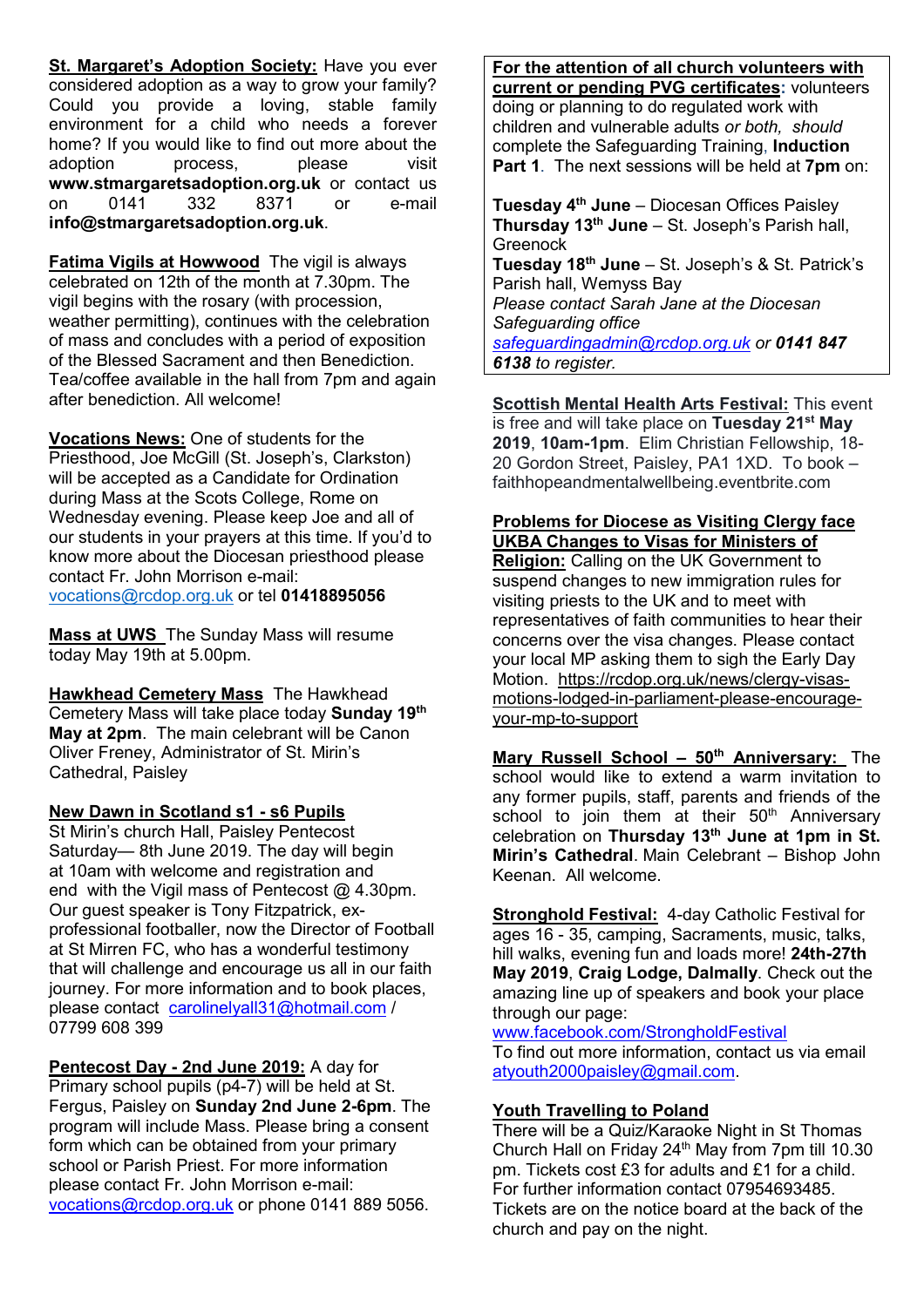**St. Margaret's Adoption Society:** Have you ever considered adoption as a way to grow your family? Could you provide a loving, stable family environment for a child who needs a forever home? If you would like to find out more about the adoption process, please visit **www.stmargaretsadoption.org.uk** or contact us on 0141 332 8371 or e-mail **info@stmargaretsadoption.org.uk**.

**Fatima Vigils at Howwood** The vigil is always celebrated on 12th of the month at 7.30pm. The vigil begins with the rosary (with procession, weather permitting), continues with the celebration of mass and concludes with a period of exposition of the Blessed Sacrament and then Benediction. Tea/coffee available in the hall from 7pm and again after benediction. All welcome!

**Vocations News:** One of students for the Priesthood, Joe McGill (St. Joseph's, Clarkston) will be accepted as a Candidate for Ordination during Mass at the Scots College, Rome on Wednesday evening. Please keep Joe and all of our students in your prayers at this time. If you'd to know more about the Diocesan priesthood please contact Fr. John Morrison e-mail: vocations@rcdop.org.uk or tel **01418895056**

**Mass at UWS** The Sunday Mass will resume today May 19th at 5.00pm.

**Hawkhead Cemetery Mass** The Hawkhead Cemetery Mass will take place today **Sunday 19th May at 2pm**. The main celebrant will be Canon Oliver Freney, Administrator of St. Mirin's Cathedral, Paisley

**New Dawn in Scotland s1 - s6 Pupils**
St Mirin's church Hall, Paisley Pentecost Saturday— 8th June 2019. The day will begin at 10am with welcome and registration and end with the Vigil mass of Pentecost @ 4.30pm. Our guest speaker is Tony Fitzpatrick, ex-professional footballer, now the Director of Football at St Mirren FC, who has a wonderful testimony that will challenge and encourage us all in our faith journey. For more information and to book places, please contact carolinelyall31@hotmail.com / 07799 608 399

**Pentecost Day - 2nd June 2019:** A day for Primary school pupils (p4-7) will be held at St. Fergus, Paisley on **Sunday 2nd June 2-6pm**. The program will include Mass. Please bring a consent form which can be obtained from your primary school or Parish Priest. For more information please contact Fr. John Morrison e-mail: vocations@rcdop.org.uk or phone 0141 889 5056.

**For the attention of all church volunteers with current or pending PVG certificates:** volunteers doing or planning to do regulated work with children and vulnerable adults *or both, should* complete the Safeguarding Training, **Induction Part 1**. The next sessions will be held at **7pm** on:

**Tuesday 4th June** – Diocesan Offices Paisley
**Thursday 13th June** – St. Joseph's Parish hall, Greenock
**Tuesday 18th June** – St. Joseph's & St. Patrick's Parish hall, Wemyss Bay
*Please contact Sarah Jane at the Diocesan Safeguarding office safeguardingadmin@rcdop.org.uk or* ***0141 847 6138*** *to register.*

**Scottish Mental Health Arts Festival:** This event is free and will take place on **Tuesday 21st May 2019**, **10am-1pm**. Elim Christian Fellowship, 18-20 Gordon Street, Paisley, PA1 1XD. To book – faithhopeandmentalwellbeing.eventbrite.com

**Problems for Diocese as Visiting Clergy face UKBA Changes to Visas for Ministers of Religion:** Calling on the UK Government to suspend changes to new immigration rules for visiting priests to the UK and to meet with representatives of faith communities to hear their concerns over the visa changes. Please contact your local MP asking them to sigh the Early Day Motion. https://rcdop.org.uk/news/clergy-visas-motions-lodged-in-parliament-please-encourage-your-mp-to-support

**Mary Russell School – 50th Anniversary:** The school would like to extend a warm invitation to any former pupils, staff, parents and friends of the school to join them at their 50th Anniversary celebration on **Thursday 13th June at 1pm in St. Mirin's Cathedral**. Main Celebrant – Bishop John Keenan. All welcome.

**Stronghold Festival:** 4-day Catholic Festival for ages 16 - 35, camping, Sacraments, music, talks, hill walks, evening fun and loads more! **24th-27th May 2019**, **Craig Lodge, Dalmally**. Check out the amazing line up of speakers and book your place through our page:
www.facebook.com/StrongholdFestival
To find out more information, contact us via email atyouth2000paisley@gmail.com.

**Youth Travelling to Poland**
There will be a Quiz/Karaoke Night in St Thomas Church Hall on Friday 24th May from 7pm till 10.30 pm. Tickets cost £3 for adults and £1 for a child. For further information contact 07954693485. Tickets are on the notice board at the back of the church and pay on the night.